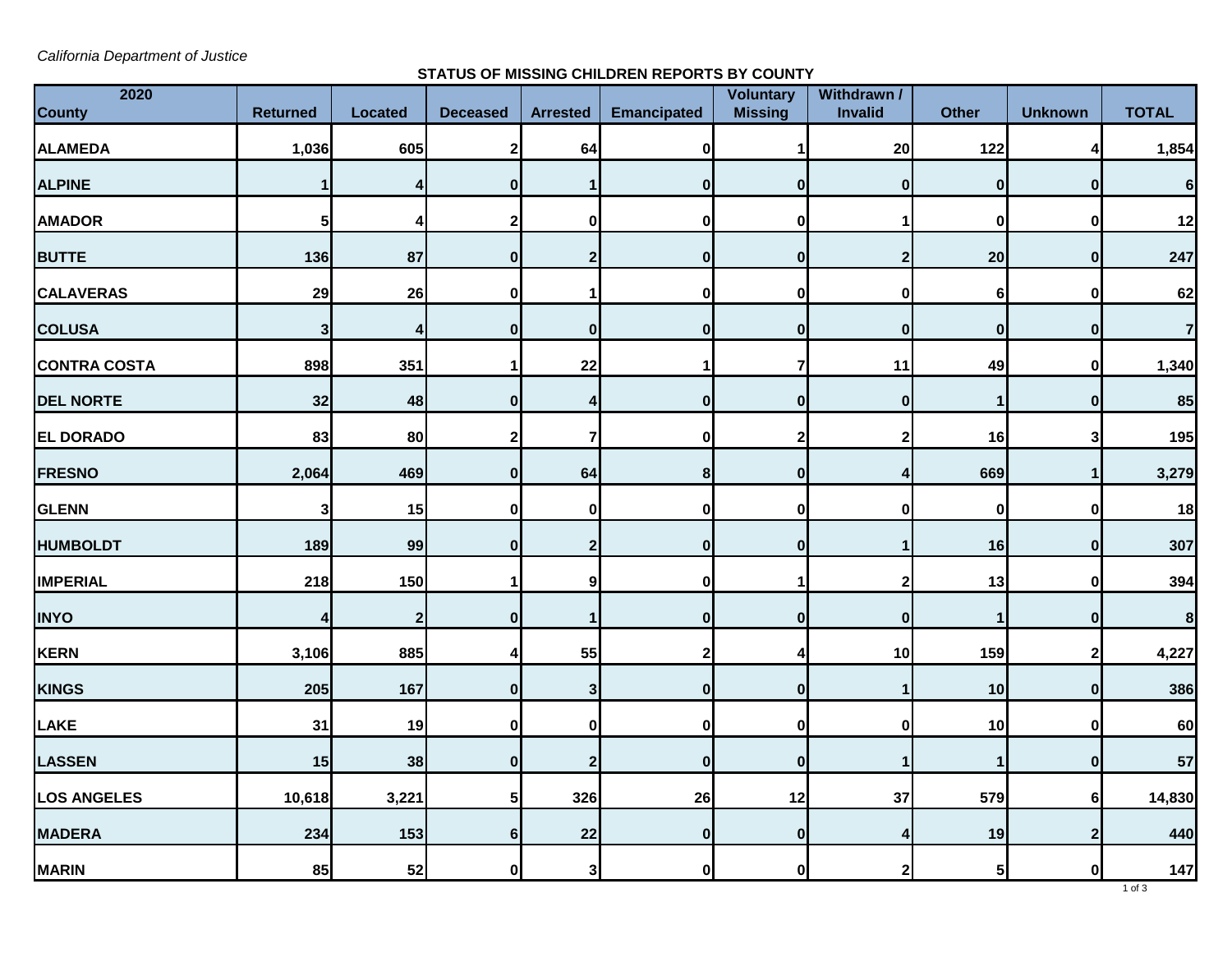*California Department of Justice*

**STATUS OF MISSING CHILDREN REPORTS BY COUNTY**

| 2020 County | Returned | Located | Deceased | Arrested | Emancipated | Voluntary Missing | Withdrawn / Invalid | Other | Unknown | TOTAL |
|---|---|---|---|---|---|---|---|---|---|---|
| ALAMEDA | 1,036 | 605 | 2 | 64 | 0 | 1 | 20 | 122 | 4 | 1,854 |
| ALPINE | 1 | 4 | 0 | 1 | 0 | 0 | 0 | 0 | 0 | 6 |
| AMADOR | 5 | 4 | 2 | 0 | 0 | 0 | 1 | 0 | 0 | 12 |
| BUTTE | 136 | 87 | 0 | 2 | 0 | 0 | 2 | 20 | 0 | 247 |
| CALAVERAS | 29 | 26 | 0 | 1 | 0 | 0 | 0 | 6 | 0 | 62 |
| COLUSA | 3 | 4 | 0 | 0 | 0 | 0 | 0 | 0 | 0 | 7 |
| CONTRA COSTA | 898 | 351 | 1 | 22 | 1 | 7 | 11 | 49 | 0 | 1,340 |
| DEL NORTE | 32 | 48 | 0 | 4 | 0 | 0 | 0 | 1 | 0 | 85 |
| EL DORADO | 83 | 80 | 2 | 7 | 0 | 2 | 2 | 16 | 3 | 195 |
| FRESNO | 2,064 | 469 | 0 | 64 | 8 | 0 | 4 | 669 | 1 | 3,279 |
| GLENN | 3 | 15 | 0 | 0 | 0 | 0 | 0 | 0 | 0 | 18 |
| HUMBOLDT | 189 | 99 | 0 | 2 | 0 | 0 | 1 | 16 | 0 | 307 |
| IMPERIAL | 218 | 150 | 1 | 9 | 0 | 1 | 2 | 13 | 0 | 394 |
| INYO | 4 | 2 | 0 | 1 | 0 | 0 | 0 | 1 | 0 | 8 |
| KERN | 3,106 | 885 | 4 | 55 | 2 | 4 | 10 | 159 | 2 | 4,227 |
| KINGS | 205 | 167 | 0 | 3 | 0 | 0 | 1 | 10 | 0 | 386 |
| LAKE | 31 | 19 | 0 | 0 | 0 | 0 | 0 | 10 | 0 | 60 |
| LASSEN | 15 | 38 | 0 | 2 | 0 | 0 | 1 | 1 | 0 | 57 |
| LOS ANGELES | 10,618 | 3,221 | 5 | 326 | 26 | 12 | 37 | 579 | 6 | 14,830 |
| MADERA | 234 | 153 | 6 | 22 | 0 | 0 | 4 | 19 | 2 | 440 |
| MARIN | 85 | 52 | 0 | 3 | 0 | 0 | 2 | 5 | 0 | 147 |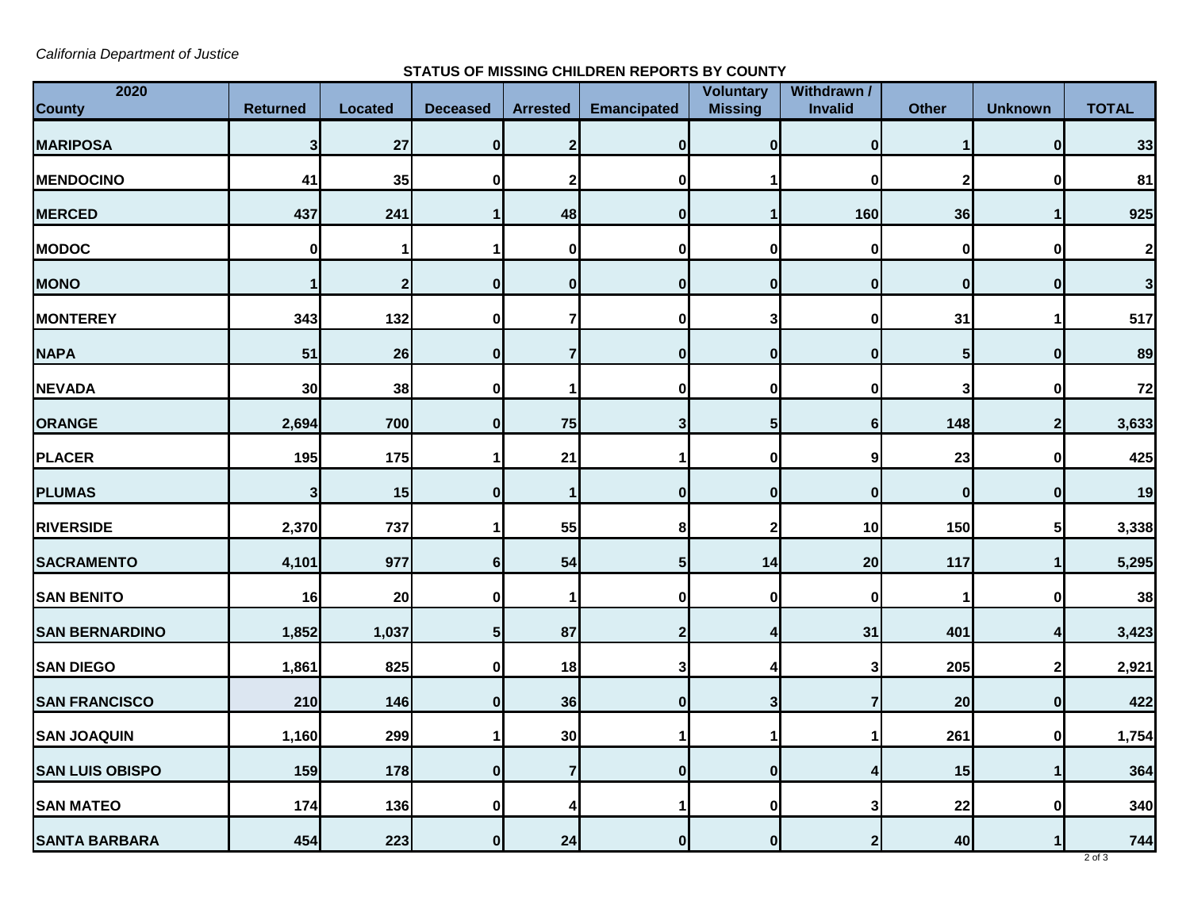*California Department of Justice*

**STATUS OF MISSING CHILDREN REPORTS BY COUNTY**

| 2020 County | Returned | Located | Deceased | Arrested | Emancipated | Voluntary Missing | Withdrawn / Invalid | Other | Unknown | TOTAL |
|---|---|---|---|---|---|---|---|---|---|---|
| MARIPOSA | 3 | 27 | 0 | 2 | 0 | 0 | 0 | 1 | 0 | 33 |
| MENDOCINO | 41 | 35 | 0 | 2 | 0 | 1 | 0 | 2 | 0 | 81 |
| MERCED | 437 | 241 | 1 | 48 | 0 | 1 | 160 | 36 | 1 | 925 |
| MODOC | 0 | 1 | 1 | 0 | 0 | 0 | 0 | 0 | 0 | 2 |
| MONO | 1 | 2 | 0 | 0 | 0 | 0 | 0 | 0 | 0 | 3 |
| MONTEREY | 343 | 132 | 0 | 7 | 0 | 3 | 0 | 31 | 1 | 517 |
| NAPA | 51 | 26 | 0 | 7 | 0 | 0 | 0 | 5 | 0 | 89 |
| NEVADA | 30 | 38 | 0 | 1 | 0 | 0 | 0 | 3 | 0 | 72 |
| ORANGE | 2,694 | 700 | 0 | 75 | 3 | 5 | 6 | 148 | 2 | 3,633 |
| PLACER | 195 | 175 | 1 | 21 | 1 | 0 | 9 | 23 | 0 | 425 |
| PLUMAS | 3 | 15 | 0 | 1 | 0 | 0 | 0 | 0 | 0 | 19 |
| RIVERSIDE | 2,370 | 737 | 1 | 55 | 8 | 2 | 10 | 150 | 5 | 3,338 |
| SACRAMENTO | 4,101 | 977 | 6 | 54 | 5 | 14 | 20 | 117 | 1 | 5,295 |
| SAN BENITO | 16 | 20 | 0 | 1 | 0 | 0 | 0 | 1 | 0 | 38 |
| SAN BERNARDINO | 1,852 | 1,037 | 5 | 87 | 2 | 4 | 31 | 401 | 4 | 3,423 |
| SAN DIEGO | 1,861 | 825 | 0 | 18 | 3 | 4 | 3 | 205 | 2 | 2,921 |
| SAN FRANCISCO | 210 | 146 | 0 | 36 | 0 | 3 | 7 | 20 | 0 | 422 |
| SAN JOAQUIN | 1,160 | 299 | 1 | 30 | 1 | 1 | 1 | 261 | 0 | 1,754 |
| SAN LUIS OBISPO | 159 | 178 | 0 | 7 | 0 | 0 | 4 | 15 | 1 | 364 |
| SAN MATEO | 174 | 136 | 0 | 4 | 1 | 0 | 3 | 22 | 0 | 340 |
| SANTA BARBARA | 454 | 223 | 0 | 24 | 0 | 0 | 2 | 40 | 1 | 744 |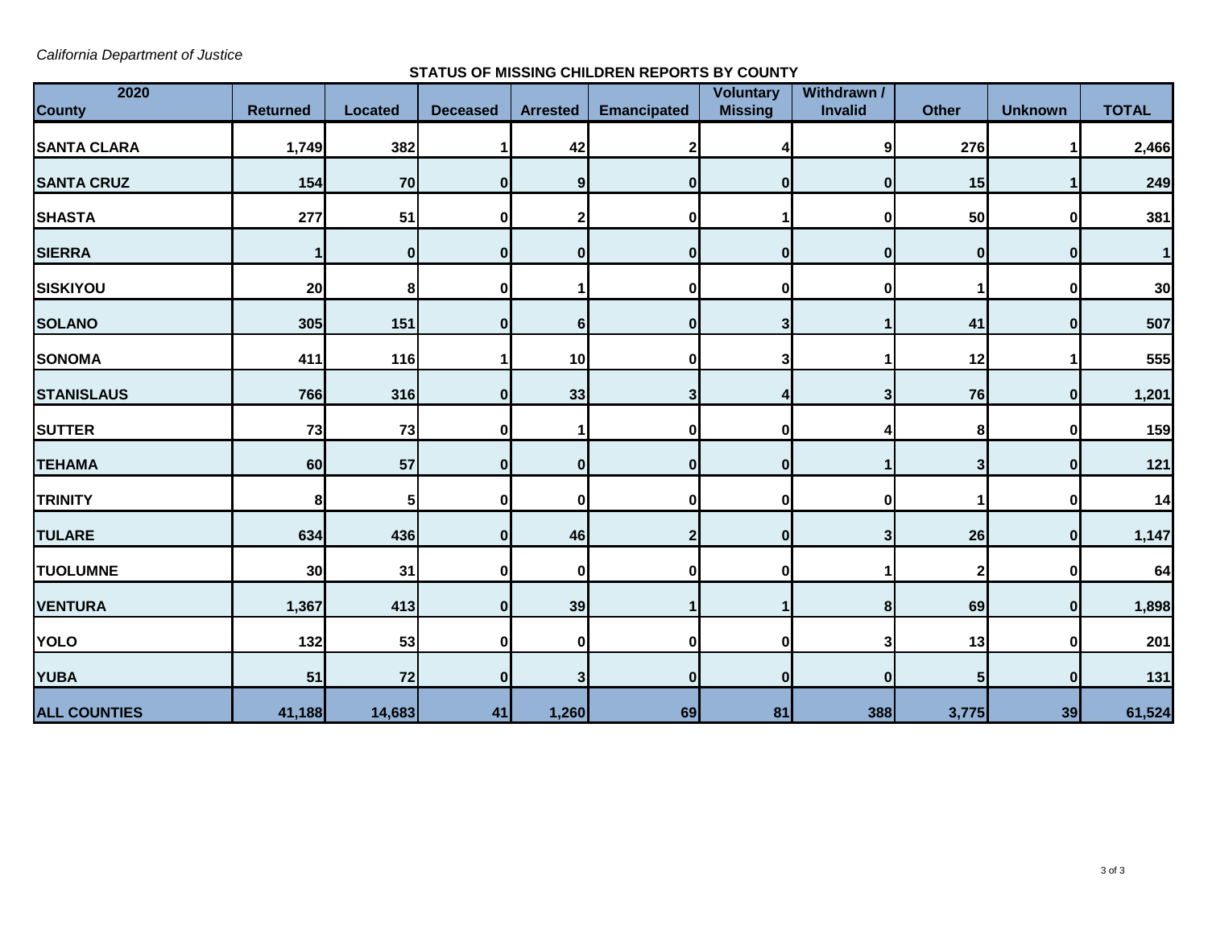*California Department of Justice*

**STATUS OF MISSING CHILDREN REPORTS BY COUNTY**

| 2020 County | Returned | Located | Deceased | Arrested | Emancipated | Voluntary Missing | Withdrawn / Invalid | Other | Unknown | TOTAL |
|---|---|---|---|---|---|---|---|---|---|---|
| SANTA CLARA | 1,749 | 382 | 1 | 42 | 2 | 4 | 9 | 276 | 1 | 2,466 |
| SANTA CRUZ | 154 | 70 | 0 | 9 | 0 | 0 | 0 | 15 | 1 | 249 |
| SHASTA | 277 | 51 | 0 | 2 | 0 | 1 | 0 | 50 | 0 | 381 |
| SIERRA | 1 | 0 | 0 | 0 | 0 | 0 | 0 | 0 | 0 | 1 |
| SISKIYOU | 20 | 8 | 0 | 1 | 0 | 0 | 0 | 1 | 0 | 30 |
| SOLANO | 305 | 151 | 0 | 6 | 0 | 3 | 1 | 41 | 0 | 507 |
| SONOMA | 411 | 116 | 1 | 10 | 0 | 3 | 1 | 12 | 1 | 555 |
| STANISLAUS | 766 | 316 | 0 | 33 | 3 | 4 | 3 | 76 | 0 | 1,201 |
| SUTTER | 73 | 73 | 0 | 1 | 0 | 0 | 4 | 8 | 0 | 159 |
| TEHAMA | 60 | 57 | 0 | 0 | 0 | 0 | 1 | 3 | 0 | 121 |
| TRINITY | 8 | 5 | 0 | 0 | 0 | 0 | 0 | 1 | 0 | 14 |
| TULARE | 634 | 436 | 0 | 46 | 2 | 0 | 3 | 26 | 0 | 1,147 |
| TUOLUMNE | 30 | 31 | 0 | 0 | 0 | 0 | 1 | 2 | 0 | 64 |
| VENTURA | 1,367 | 413 | 0 | 39 | 1 | 1 | 8 | 69 | 0 | 1,898 |
| YOLO | 132 | 53 | 0 | 0 | 0 | 0 | 3 | 13 | 0 | 201 |
| YUBA | 51 | 72 | 0 | 3 | 0 | 0 | 0 | 5 | 0 | 131 |
| ALL COUNTIES | 41,188 | 14,683 | 41 | 1,260 | 69 | 81 | 388 | 3,775 | 39 | 61,524 |